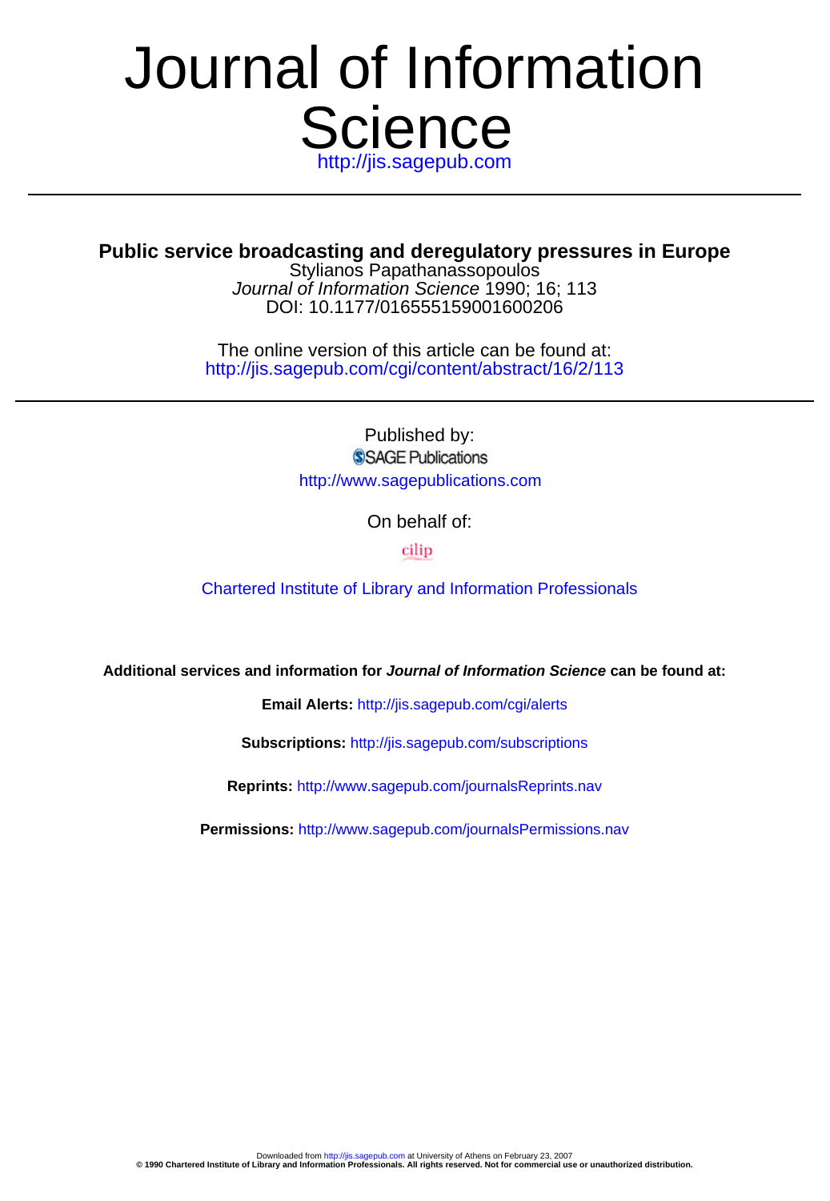# Journal of Information Science

http://jis.sagepub.com

## Public service broadcasting and deregulatory pressures in Europe

Stylianos Papathanassopoulos

*Journal of Information Science* 1990; 16; 113

DOI: 10.1177/016555159001600206

The online version of this article can be found at:

http://jis.sagepub.com/cgi/content/abstract/16/2/113

Published by:

SAGE Publications

http://www.sagepublications.com

On behalf of:

cilip

Chartered Institute of Library and Information Professionals

**Additional services and information for *Journal of Information Science* can be found at:**

**Email Alerts:** http://jis.sagepub.com/cgi/alerts

**Subscriptions:** http://jis.sagepub.com/subscriptions

**Reprints:** http://www.sagepub.com/journalsReprints.nav

**Permissions:** http://www.sagepub.com/journalsPermissions.nav

Downloaded from http://jis.sagepub.com at University of Athens on February 23, 2007

**© 1990 Chartered Institute of Library and Information Professionals. All rights reserved. Not for commercial use or unauthorized distribution.**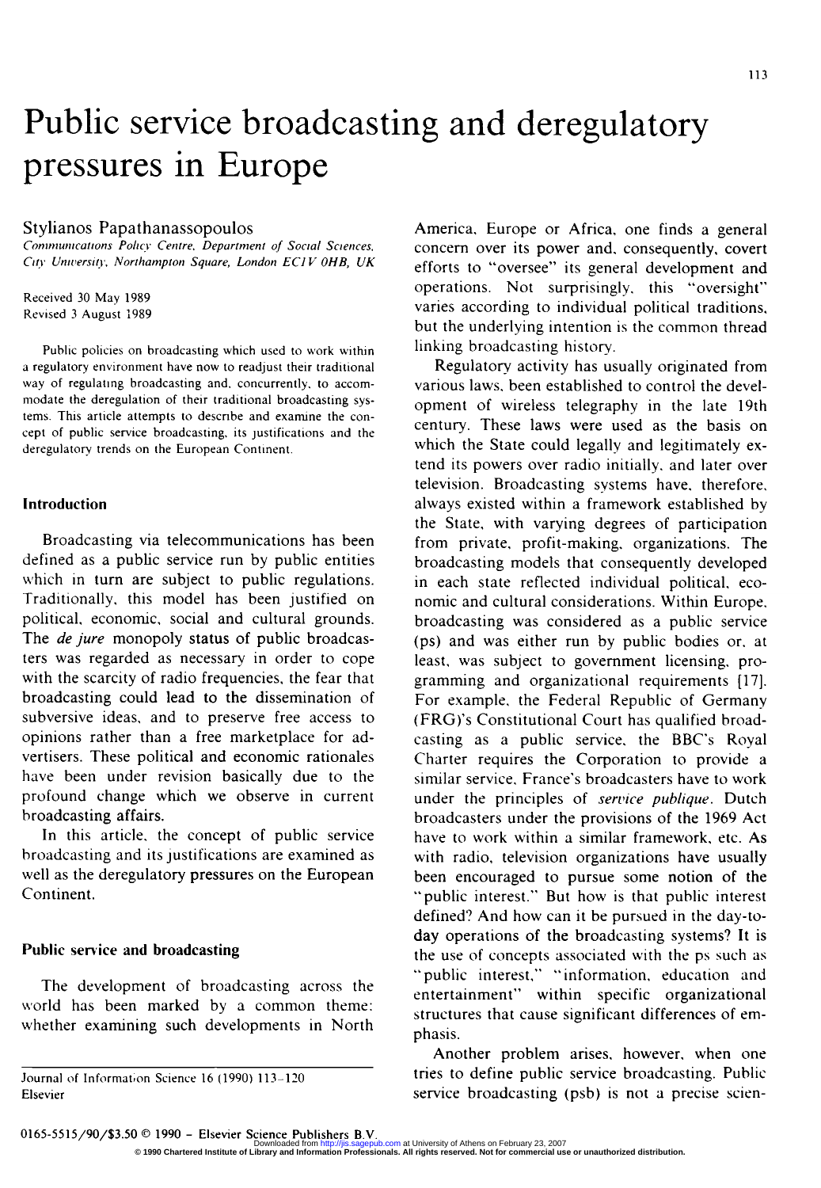# Public service broadcasting and deregulatory pressures in Europe

Stylianos Papathanassopoulos

*Communications Policy Centre, Department of Social Sciences, City University, Northampton Square, London EC1V 0HB, UK*

Received 30 May 1989
Revised 3 August 1989

Public policies on broadcasting which used to work within a regulatory environment have now to readjust their traditional way of regulating broadcasting and, concurrently, to accommodate the deregulation of their traditional broadcasting systems. This article attempts to describe and examine the concept of public service broadcasting, its justifications and the deregulatory trends on the European Continent.

## Introduction

Broadcasting via telecommunications has been defined as a public service run by public entities which in turn are subject to public regulations. Traditionally, this model has been justified on political, economic, social and cultural grounds. The *de jure* monopoly status of public broadcasters was regarded as necessary in order to cope with the scarcity of radio frequencies, the fear that broadcasting could lead to the dissemination of subversive ideas, and to preserve free access to opinions rather than a free marketplace for advertisers. These political and economic rationales have been under revision basically due to the profound change which we observe in current broadcasting affairs.

In this article, the concept of public service broadcasting and its justifications are examined as well as the deregulatory pressures on the European Continent.

## Public service and broadcasting

The development of broadcasting across the world has been marked by a common theme: whether examining such developments in North America, Europe or Africa, one finds a general concern over its power and, consequently, covert efforts to "oversee" its general development and operations. Not surprisingly, this "oversight" varies according to individual political traditions, but the underlying intention is the common thread linking broadcasting history.

Regulatory activity has usually originated from various laws, been established to control the development of wireless telegraphy in the late 19th century. These laws were used as the basis on which the State could legally and legitimately extend its powers over radio initially, and later over television. Broadcasting systems have, therefore, always existed within a framework established by the State, with varying degrees of participation from private, profit-making, organizations. The broadcasting models that consequently developed in each state reflected individual political, economic and cultural considerations. Within Europe, broadcasting was considered as a public service (ps) and was either run by public bodies or, at least, was subject to government licensing, programming and organizational requirements [17]. For example, the Federal Republic of Germany (FRG)'s Constitutional Court has qualified broadcasting as a public service, the BBC's Royal Charter requires the Corporation to provide a similar service, France's broadcasters have to work under the principles of *service publique*. Dutch broadcasters under the provisions of the 1969 Act have to work within a similar framework, etc. As with radio, television organizations have usually been encouraged to pursue some notion of the "public interest." But how is that public interest defined? And how can it be pursued in the day-to-day operations of the broadcasting systems? It is the use of concepts associated with the ps such as "public interest," "information, education and entertainment" within specific organizational structures that cause significant differences of emphasis.

Another problem arises, however, when one tries to define public service broadcasting. Public service broadcasting (psb) is not a precise scien-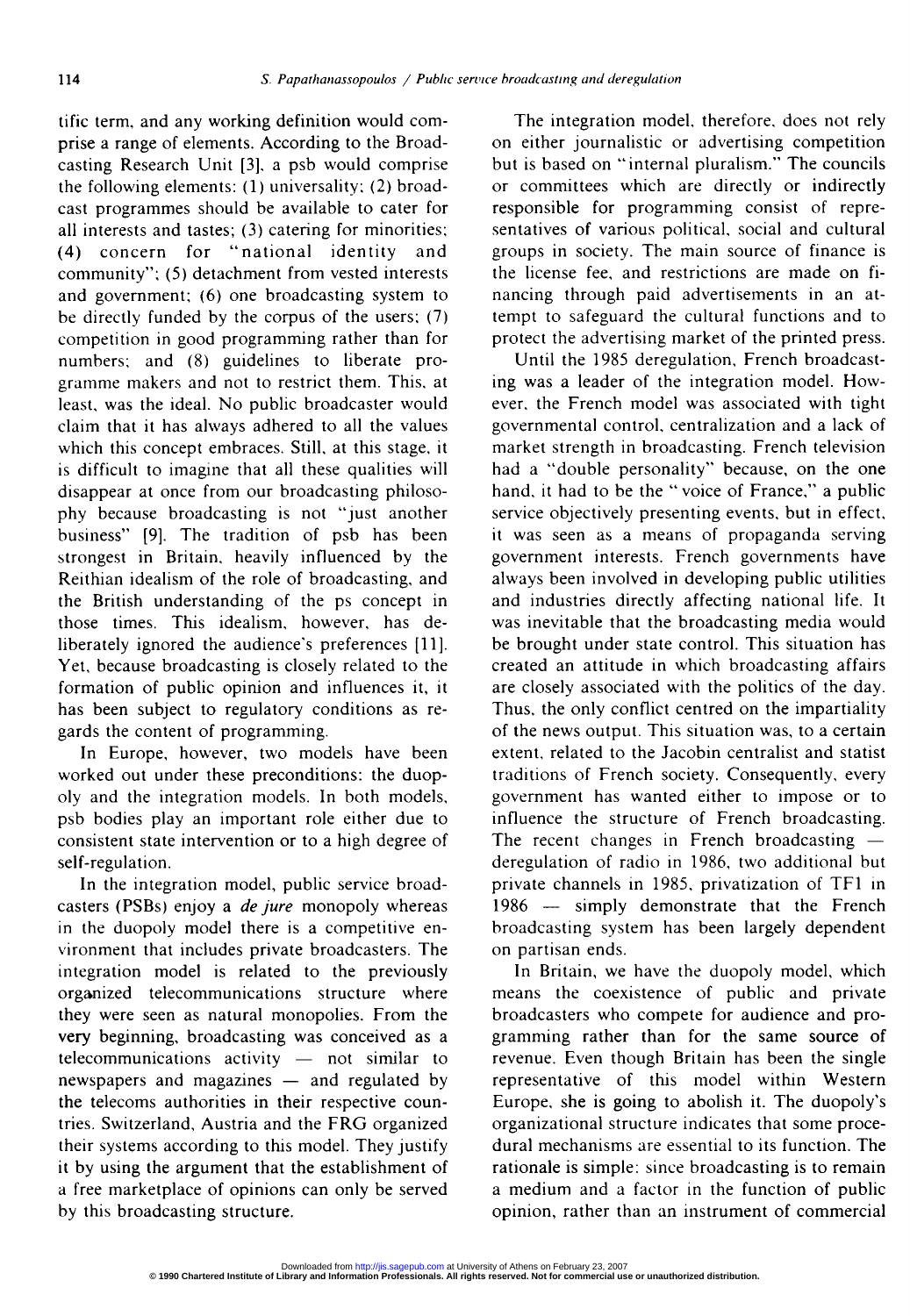tific term, and any working definition would comprise a range of elements. According to the Broadcasting Research Unit [3], a psb would comprise the following elements: (1) universality; (2) broadcast programmes should be available to cater for all interests and tastes; (3) catering for minorities; (4) concern for "national identity and community"; (5) detachment from vested interests and government; (6) one broadcasting system to be directly funded by the corpus of the users; (7) competition in good programming rather than for numbers; and (8) guidelines to liberate programme makers and not to restrict them. This, at least, was the ideal. No public broadcaster would claim that it has always adhered to all the values which this concept embraces. Still, at this stage, it is difficult to imagine that all these qualities will disappear at once from our broadcasting philosophy because broadcasting is not "just another business" [9]. The tradition of psb has been strongest in Britain, heavily influenced by the Reithian idealism of the role of broadcasting, and the British understanding of the ps concept in those times. This idealism, however, has deliberately ignored the audience's preferences [11]. Yet, because broadcasting is closely related to the formation of public opinion and influences it, it has been subject to regulatory conditions as regards the content of programming.

In Europe, however, two models have been worked out under these preconditions: the duopoly and the integration models. In both models, psb bodies play an important role either due to consistent state intervention or to a high degree of self-regulation.

In the integration model, public service broadcasters (PSBs) enjoy a *de jure* monopoly whereas in the duopoly model there is a competitive environment that includes private broadcasters. The integration model is related to the previously organized telecommunications structure where they were seen as natural monopolies. From the very beginning, broadcasting was conceived as a telecommunications activity — not similar to newspapers and magazines — and regulated by the telecoms authorities in their respective countries. Switzerland, Austria and the FRG organized their systems according to this model. They justify it by using the argument that the establishment of a free marketplace of opinions can only be served by this broadcasting structure.

The integration model, therefore, does not rely on either journalistic or advertising competition but is based on "internal pluralism." The councils or committees which are directly or indirectly responsible for programming consist of representatives of various political, social and cultural groups in society. The main source of finance is the license fee, and restrictions are made on financing through paid advertisements in an attempt to safeguard the cultural functions and to protect the advertising market of the printed press.

Until the 1985 deregulation, French broadcasting was a leader of the integration model. However, the French model was associated with tight governmental control, centralization and a lack of market strength in broadcasting. French television had a "double personality" because, on the one hand, it had to be the "voice of France," a public service objectively presenting events, but in effect, it was seen as a means of propaganda serving government interests. French governments have always been involved in developing public utilities and industries directly affecting national life. It was inevitable that the broadcasting media would be brought under state control. This situation has created an attitude in which broadcasting affairs are closely associated with the politics of the day. Thus, the only conflict centred on the impartiality of the news output. This situation was, to a certain extent, related to the Jacobin centralist and statist traditions of French society. Consequently, every government has wanted either to impose or to influence the structure of French broadcasting. The recent changes in French broadcasting — deregulation of radio in 1986, two additional but private channels in 1985, privatization of TF1 in 1986 — simply demonstrate that the French broadcasting system has been largely dependent on partisan ends.

In Britain, we have the duopoly model, which means the coexistence of public and private broadcasters who compete for audience and programming rather than for the same source of revenue. Even though Britain has been the single representative of this model within Western Europe, she is going to abolish it. The duopoly's organizational structure indicates that some procedural mechanisms are essential to its function. The rationale is simple: since broadcasting is to remain a medium and a factor in the function of public opinion, rather than an instrument of commercial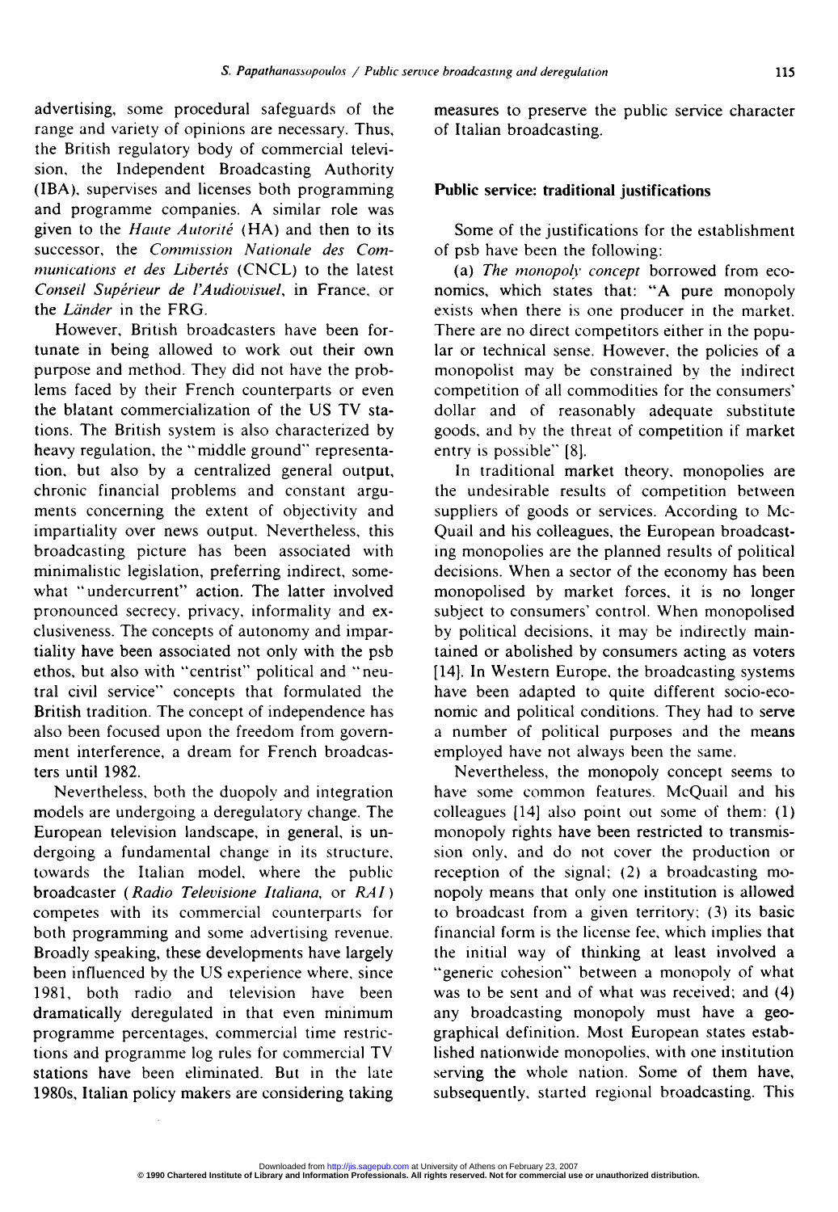advertising, some procedural safeguards of the range and variety of opinions are necessary. Thus, the British regulatory body of commercial television, the Independent Broadcasting Authority (IBA), supervises and licenses both programming and programme companies. A similar role was given to the *Haute Autorité* (HA) and then to its successor, the *Commission Nationale des Communications et des Libertés* (CNCL) to the latest *Conseil Supérieur de l'Audiovisuel*, in France, or the *Länder* in the FRG.

However, British broadcasters have been fortunate in being allowed to work out their own purpose and method. They did not have the problems faced by their French counterparts or even the blatant commercialization of the US TV stations. The British system is also characterized by heavy regulation, the "middle ground" representation, but also by a centralized general output, chronic financial problems and constant arguments concerning the extent of objectivity and impartiality over news output. Nevertheless, this broadcasting picture has been associated with minimalistic legislation, preferring indirect, somewhat "undercurrent" action. The latter involved pronounced secrecy, privacy, informality and exclusiveness. The concepts of autonomy and impartiality have been associated not only with the psb ethos, but also with "centrist" political and "neutral civil service" concepts that formulated the British tradition. The concept of independence has also been focused upon the freedom from government interference, a dream for French broadcasters until 1982.

Nevertheless, both the duopoly and integration models are undergoing a deregulatory change. The European television landscape, in general, is undergoing a fundamental change in its structure, towards the Italian model, where the public broadcaster (*Radio Televisione Italiana*, or *RAI*) competes with its commercial counterparts for both programming and some advertising revenue. Broadly speaking, these developments have largely been influenced by the US experience where, since 1981, both radio and television have been dramatically deregulated in that even minimum programme percentages, commercial time restrictions and programme log rules for commercial TV stations have been eliminated. But in the late 1980s, Italian policy makers are considering taking measures to preserve the public service character of Italian broadcasting.

## Public service: traditional justifications

Some of the justifications for the establishment of psb have been the following:

(a) *The monopoly concept* borrowed from economics, which states that: "A pure monopoly exists when there is one producer in the market. There are no direct competitors either in the popular or technical sense. However, the policies of a monopolist may be constrained by the indirect competition of all commodities for the consumers' dollar and of reasonably adequate substitute goods, and by the threat of competition if market entry is possible" [8].

In traditional market theory, monopolies are the undesirable results of competition between suppliers of goods or services. According to McQuail and his colleagues, the European broadcasting monopolies are the planned results of political decisions. When a sector of the economy has been monopolised by market forces, it is no longer subject to consumers' control. When monopolised by political decisions, it may be indirectly maintained or abolished by consumers acting as voters [14]. In Western Europe, the broadcasting systems have been adapted to quite different socio-economic and political conditions. They had to serve a number of political purposes and the means employed have not always been the same.

Nevertheless, the monopoly concept seems to have some common features. McQuail and his colleagues [14] also point out some of them: (1) monopoly rights have been restricted to transmission only, and do not cover the production or reception of the signal; (2) a broadcasting monopoly means that only one institution is allowed to broadcast from a given territory; (3) its basic financial form is the license fee, which implies that the initial way of thinking at least involved a "generic cohesion" between a monopoly of what was to be sent and of what was received; and (4) any broadcasting monopoly must have a geographical definition. Most European states established nationwide monopolies, with one institution serving the whole nation. Some of them have, subsequently, started regional broadcasting. This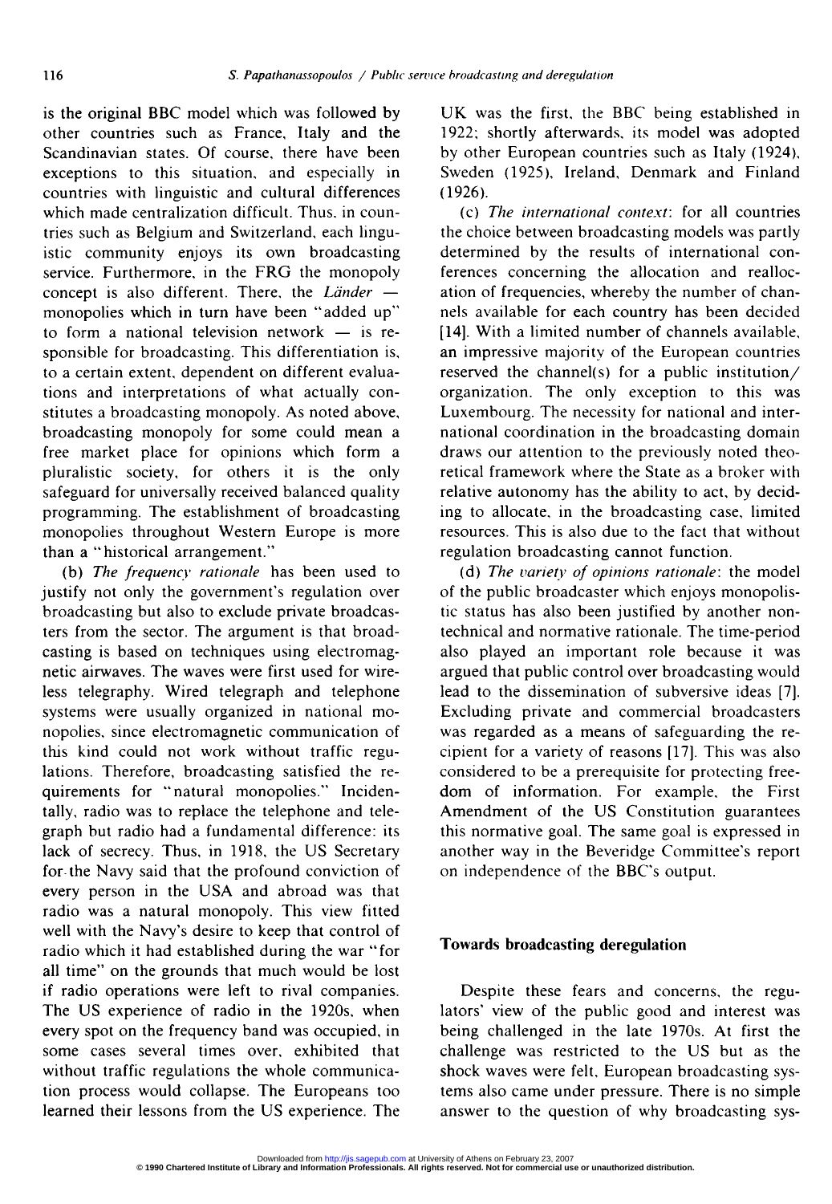is the original BBC model which was followed by other countries such as France, Italy and the Scandinavian states. Of course, there have been exceptions to this situation, and especially in countries with linguistic and cultural differences which made centralization difficult. Thus, in countries such as Belgium and Switzerland, each linguistic community enjoys its own broadcasting service. Furthermore, in the FRG the monopoly concept is also different. There, the *Länder* — monopolies which in turn have been "added up" to form a national television network — is responsible for broadcasting. This differentiation is, to a certain extent, dependent on different evaluations and interpretations of what actually constitutes a broadcasting monopoly. As noted above, broadcasting monopoly for some could mean a free market place for opinions which form a pluralistic society, for others it is the only safeguard for universally received balanced quality programming. The establishment of broadcasting monopolies throughout Western Europe is more than a "historical arrangement."

(b) *The frequency rationale* has been used to justify not only the government's regulation over broadcasting but also to exclude private broadcasters from the sector. The argument is that broadcasting is based on techniques using electromagnetic airwaves. The waves were first used for wireless telegraphy. Wired telegraph and telephone systems were usually organized in national monopolies, since electromagnetic communication of this kind could not work without traffic regulations. Therefore, broadcasting satisfied the requirements for "natural monopolies." Incidentally, radio was to replace the telephone and telegraph but radio had a fundamental difference: its lack of secrecy. Thus, in 1918, the US Secretary for the Navy said that the profound conviction of every person in the USA and abroad was that radio was a natural monopoly. This view fitted well with the Navy's desire to keep that control of radio which it had established during the war "for all time" on the grounds that much would be lost if radio operations were left to rival companies. The US experience of radio in the 1920s, when every spot on the frequency band was occupied, in some cases several times over, exhibited that without traffic regulations the whole communication process would collapse. The Europeans too learned their lessons from the US experience. The UK was the first, the BBC being established in 1922; shortly afterwards, its model was adopted by other European countries such as Italy (1924), Sweden (1925), Ireland, Denmark and Finland (1926).

(c) *The international context*: for all countries the choice between broadcasting models was partly determined by the results of international conferences concerning the allocation and reallocation of frequencies, whereby the number of channels available for each country has been decided [14]. With a limited number of channels available, an impressive majority of the European countries reserved the channel(s) for a public institution/organization. The only exception to this was Luxembourg. The necessity for national and international coordination in the broadcasting domain draws our attention to the previously noted theoretical framework where the State as a broker with relative autonomy has the ability to act, by deciding to allocate, in the broadcasting case, limited resources. This is also due to the fact that without regulation broadcasting cannot function.

(d) *The variety of opinions rationale*: the model of the public broadcaster which enjoys monopolistic status has also been justified by another non-technical and normative rationale. The time-period also played an important role because it was argued that public control over broadcasting would lead to the dissemination of subversive ideas [7]. Excluding private and commercial broadcasters was regarded as a means of safeguarding the recipient for a variety of reasons [17]. This was also considered to be a prerequisite for protecting freedom of information. For example, the First Amendment of the US Constitution guarantees this normative goal. The same goal is expressed in another way in the Beveridge Committee's report on independence of the BBC's output.

## Towards broadcasting deregulation

Despite these fears and concerns, the regulators' view of the public good and interest was being challenged in the late 1970s. At first the challenge was restricted to the US but as the shock waves were felt, European broadcasting systems also came under pressure. There is no simple answer to the question of why broadcasting sys-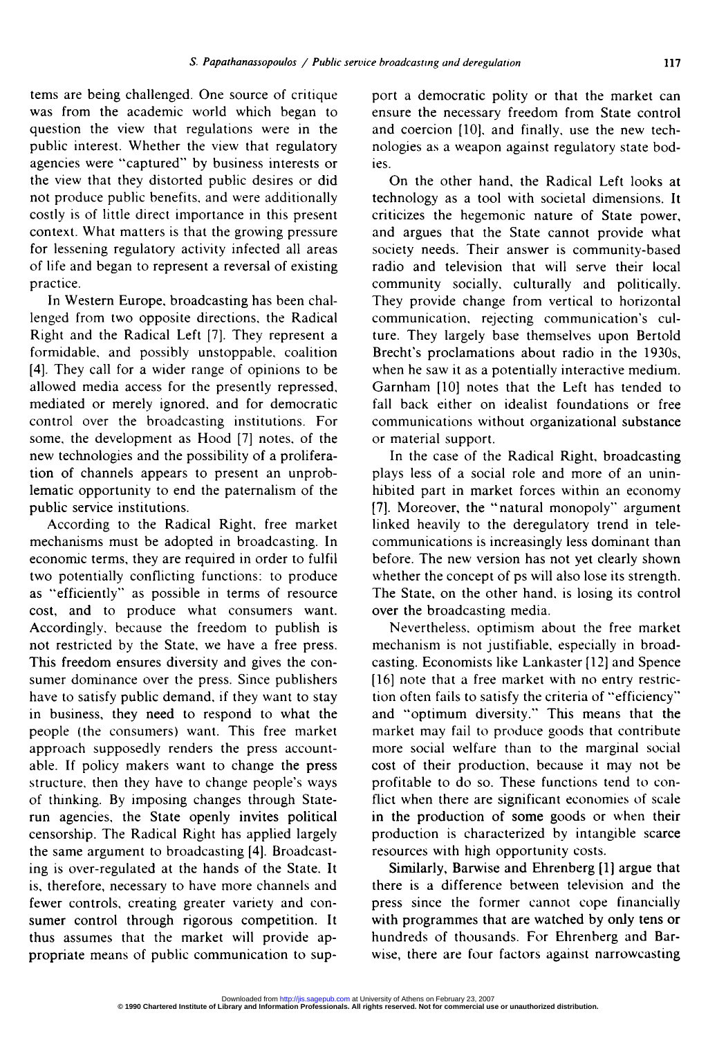tems are being challenged. One source of critique was from the academic world which began to question the view that regulations were in the public interest. Whether the view that regulatory agencies were "captured" by business interests or the view that they distorted public desires or did not produce public benefits, and were additionally costly is of little direct importance in this present context. What matters is that the growing pressure for lessening regulatory activity infected all areas of life and began to represent a reversal of existing practice.

In Western Europe, broadcasting has been challenged from two opposite directions, the Radical Right and the Radical Left [7]. They represent a formidable, and possibly unstoppable, coalition [4]. They call for a wider range of opinions to be allowed media access for the presently repressed, mediated or merely ignored, and for democratic control over the broadcasting institutions. For some, the development as Hood [7] notes, of the new technologies and the possibility of a proliferation of channels appears to present an unproblematic opportunity to end the paternalism of the public service institutions.

According to the Radical Right, free market mechanisms must be adopted in broadcasting. In economic terms, they are required in order to fulfil two potentially conflicting functions: to produce as "efficiently" as possible in terms of resource cost, and to produce what consumers want. Accordingly, because the freedom to publish is not restricted by the State, we have a free press. This freedom ensures diversity and gives the consumer dominance over the press. Since publishers have to satisfy public demand, if they want to stay in business, they need to respond to what the people (the consumers) want. This free market approach supposedly renders the press accountable. If policy makers want to change the press structure, then they have to change people's ways of thinking. By imposing changes through State-run agencies, the State openly invites political censorship. The Radical Right has applied largely the same argument to broadcasting [4]. Broadcasting is over-regulated at the hands of the State. It is, therefore, necessary to have more channels and fewer controls, creating greater variety and consumer control through rigorous competition. It thus assumes that the market will provide appropriate means of public communication to support a democratic polity or that the market can ensure the necessary freedom from State control and coercion [10], and finally, use the new technologies as a weapon against regulatory state bodies.

On the other hand, the Radical Left looks at technology as a tool with societal dimensions. It criticizes the hegemonic nature of State power, and argues that the State cannot provide what society needs. Their answer is community-based radio and television that will serve their local community socially, culturally and politically. They provide change from vertical to horizontal communication, rejecting communication's culture. They largely base themselves upon Bertold Brecht's proclamations about radio in the 1930s, when he saw it as a potentially interactive medium. Garnham [10] notes that the Left has tended to fall back either on idealist foundations or free communications without organizational substance or material support.

In the case of the Radical Right, broadcasting plays less of a social role and more of an uninhibited part in market forces within an economy [7]. Moreover, the "natural monopoly" argument linked heavily to the deregulatory trend in telecommunications is increasingly less dominant than before. The new version has not yet clearly shown whether the concept of ps will also lose its strength. The State, on the other hand, is losing its control over the broadcasting media.

Nevertheless, optimism about the free market mechanism is not justifiable, especially in broadcasting. Economists like Lankaster [12] and Spence [16] note that a free market with no entry restriction often fails to satisfy the criteria of "efficiency" and "optimum diversity." This means that the market may fail to produce goods that contribute more social welfare than to the marginal social cost of their production, because it may not be profitable to do so. These functions tend to conflict when there are significant economies of scale in the production of some goods or when their production is characterized by intangible scarce resources with high opportunity costs.

Similarly, Barwise and Ehrenberg [1] argue that there is a difference between television and the press since the former cannot cope financially with programmes that are watched by only tens or hundreds of thousands. For Ehrenberg and Barwise, there are four factors against narrowcasting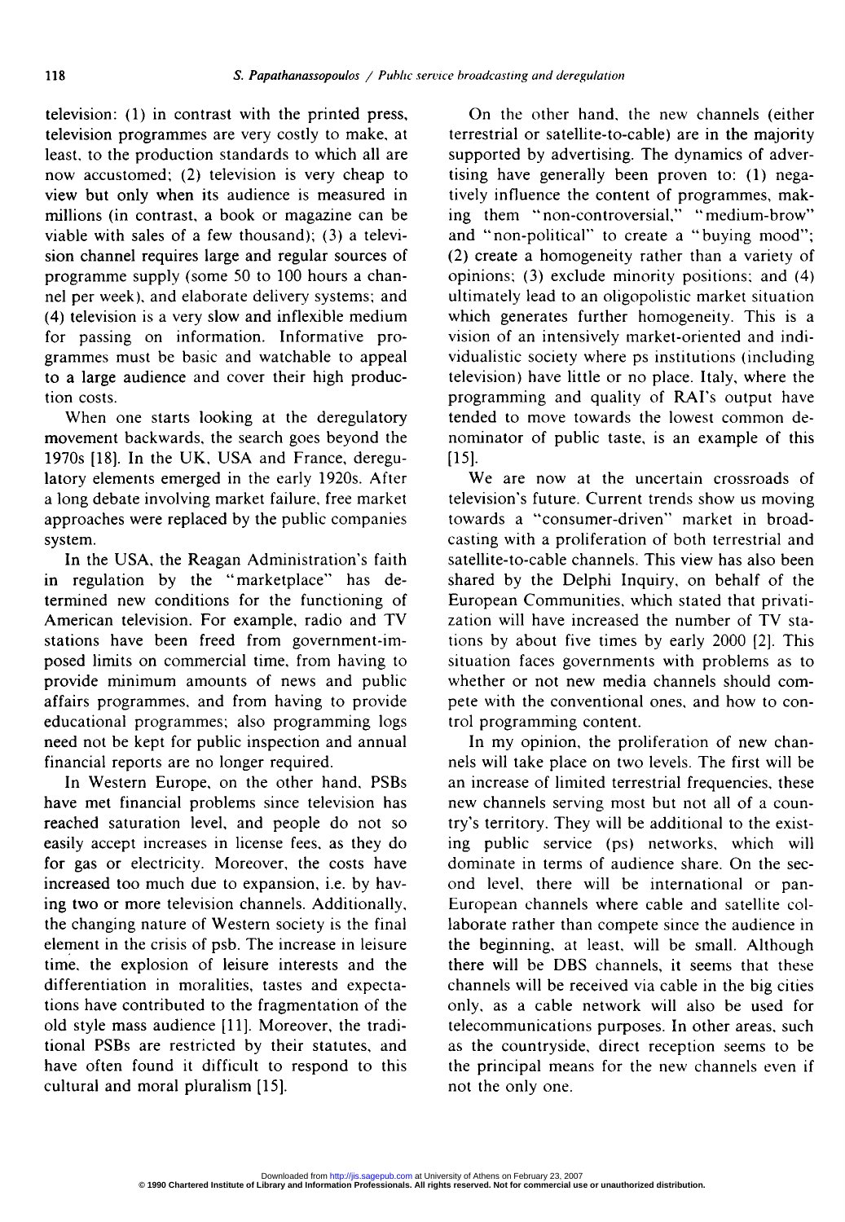television: (1) in contrast with the printed press, television programmes are very costly to make, at least, to the production standards to which all are now accustomed; (2) television is very cheap to view but only when its audience is measured in millions (in contrast, a book or magazine can be viable with sales of a few thousand); (3) a television channel requires large and regular sources of programme supply (some 50 to 100 hours a channel per week), and elaborate delivery systems; and (4) television is a very slow and inflexible medium for passing on information. Informative programmes must be basic and watchable to appeal to a large audience and cover their high production costs.

When one starts looking at the deregulatory movement backwards, the search goes beyond the 1970s [18]. In the UK, USA and France, deregulatory elements emerged in the early 1920s. After a long debate involving market failure, free market approaches were replaced by the public companies system.

In the USA, the Reagan Administration's faith in regulation by the "marketplace" has determined new conditions for the functioning of American television. For example, radio and TV stations have been freed from government-imposed limits on commercial time, from having to provide minimum amounts of news and public affairs programmes, and from having to provide educational programmes; also programming logs need not be kept for public inspection and annual financial reports are no longer required.

In Western Europe, on the other hand, PSBs have met financial problems since television has reached saturation level, and people do not so easily accept increases in license fees, as they do for gas or electricity. Moreover, the costs have increased too much due to expansion, i.e. by having two or more television channels. Additionally, the changing nature of Western society is the final element in the crisis of psb. The increase in leisure time, the explosion of leisure interests and the differentiation in moralities, tastes and expectations have contributed to the fragmentation of the old style mass audience [11]. Moreover, the traditional PSBs are restricted by their statutes, and have often found it difficult to respond to this cultural and moral pluralism [15].

On the other hand, the new channels (either terrestrial or satellite-to-cable) are in the majority supported by advertising. The dynamics of advertising have generally been proven to: (1) negatively influence the content of programmes, making them "non-controversial," "medium-brow" and "non-political" to create a "buying mood"; (2) create a homogeneity rather than a variety of opinions; (3) exclude minority positions; and (4) ultimately lead to an oligopolistic market situation which generates further homogeneity. This is a vision of an intensively market-oriented and individualistic society where ps institutions (including television) have little or no place. Italy, where the programming and quality of RAI's output have tended to move towards the lowest common denominator of public taste, is an example of this [15].

We are now at the uncertain crossroads of television's future. Current trends show us moving towards a "consumer-driven" market in broadcasting with a proliferation of both terrestrial and satellite-to-cable channels. This view has also been shared by the Delphi Inquiry, on behalf of the European Communities, which stated that privatization will have increased the number of TV stations by about five times by early 2000 [2]. This situation faces governments with problems as to whether or not new media channels should compete with the conventional ones, and how to control programming content.

In my opinion, the proliferation of new channels will take place on two levels. The first will be an increase of limited terrestrial frequencies, these new channels serving most but not all of a country's territory. They will be additional to the existing public service (ps) networks, which will dominate in terms of audience share. On the second level, there will be international or pan-European channels where cable and satellite collaborate rather than compete since the audience in the beginning, at least, will be small. Although there will be DBS channels, it seems that these channels will be received via cable in the big cities only, as a cable network will also be used for telecommunications purposes. In other areas, such as the countryside, direct reception seems to be the principal means for the new channels even if not the only one.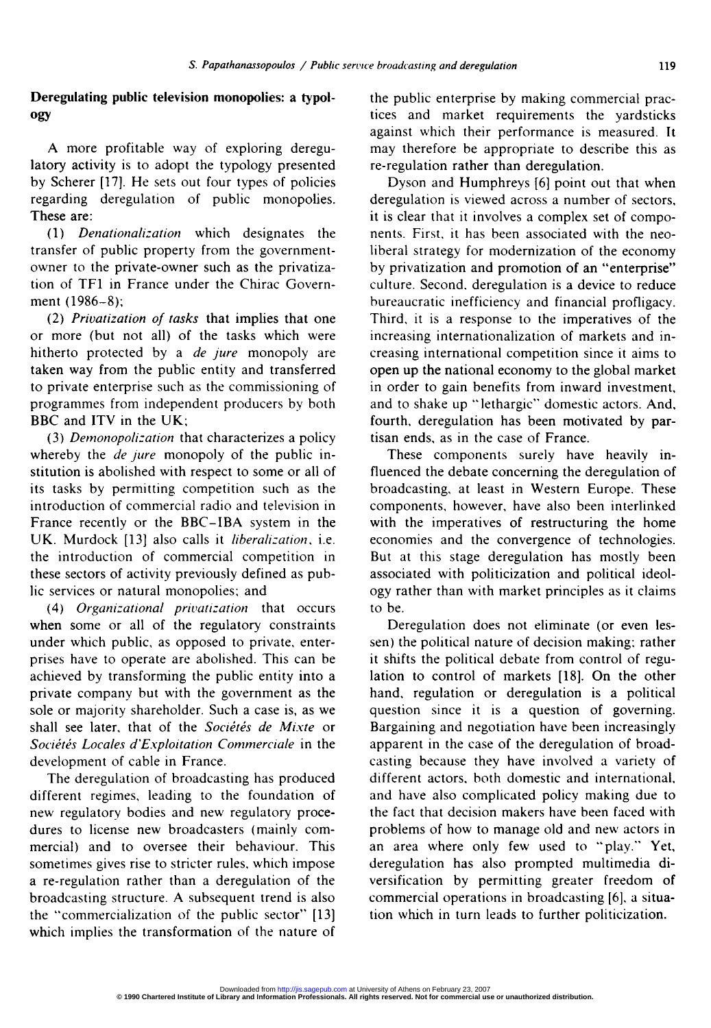## Deregulating public television monopolies: a typology

A more profitable way of exploring deregulatory activity is to adopt the typology presented by Scherer [17]. He sets out four types of policies regarding deregulation of public monopolies. These are:

(1) *Denationalization* which designates the transfer of public property from the government-owner to the private-owner such as the privatization of TF1 in France under the Chirac Government (1986–8);

(2) *Privatization of tasks* that implies that one or more (but not all) of the tasks which were hitherto protected by a *de jure* monopoly are taken way from the public entity and transferred to private enterprise such as the commissioning of programmes from independent producers by both BBC and ITV in the UK;

(3) *Demonopolization* that characterizes a policy whereby the *de jure* monopoly of the public institution is abolished with respect to some or all of its tasks by permitting competition such as the introduction of commercial radio and television in France recently or the BBC–IBA system in the UK. Murdock [13] also calls it *liberalization*, i.e. the introduction of commercial competition in these sectors of activity previously defined as public services or natural monopolies; and

(4) *Organizational privatization* that occurs when some or all of the regulatory constraints under which public, as opposed to private, enterprises have to operate are abolished. This can be achieved by transforming the public entity into a private company but with the government as the sole or majority shareholder. Such a case is, as we shall see later, that of the *Sociétés de Mixte* or *Sociétés Locales d'Exploitation Commerciale* in the development of cable in France.

The deregulation of broadcasting has produced different regimes, leading to the foundation of new regulatory bodies and new regulatory procedures to license new broadcasters (mainly commercial) and to oversee their behaviour. This sometimes gives rise to stricter rules, which impose a re-regulation rather than a deregulation of the broadcasting structure. A subsequent trend is also the "commercialization of the public sector" [13] which implies the transformation of the nature of the public enterprise by making commercial practices and market requirements the yardsticks against which their performance is measured. It may therefore be appropriate to describe this as re-regulation rather than deregulation.

Dyson and Humphreys [6] point out that when deregulation is viewed across a number of sectors, it is clear that it involves a complex set of components. First, it has been associated with the neo-liberal strategy for modernization of the economy by privatization and promotion of an "enterprise" culture. Second, deregulation is a device to reduce bureaucratic inefficiency and financial profligacy. Third, it is a response to the imperatives of the increasing internationalization of markets and increasing international competition since it aims to open up the national economy to the global market in order to gain benefits from inward investment, and to shake up "lethargic" domestic actors. And, fourth, deregulation has been motivated by partisan ends, as in the case of France.

These components surely have heavily influenced the debate concerning the deregulation of broadcasting, at least in Western Europe. These components, however, have also been interlinked with the imperatives of restructuring the home economies and the convergence of technologies. But at this stage deregulation has mostly been associated with politicization and political ideology rather than with market principles as it claims to be.

Deregulation does not eliminate (or even lessen) the political nature of decision making; rather it shifts the political debate from control of regulation to control of markets [18]. On the other hand, regulation or deregulation is a political question since it is a question of governing. Bargaining and negotiation have been increasingly apparent in the case of the deregulation of broadcasting because they have involved a variety of different actors, both domestic and international, and have also complicated policy making due to the fact that decision makers have been faced with problems of how to manage old and new actors in an area where only few used to "play." Yet, deregulation has also prompted multimedia diversification by permitting greater freedom of commercial operations in broadcasting [6], a situation which in turn leads to further politicization.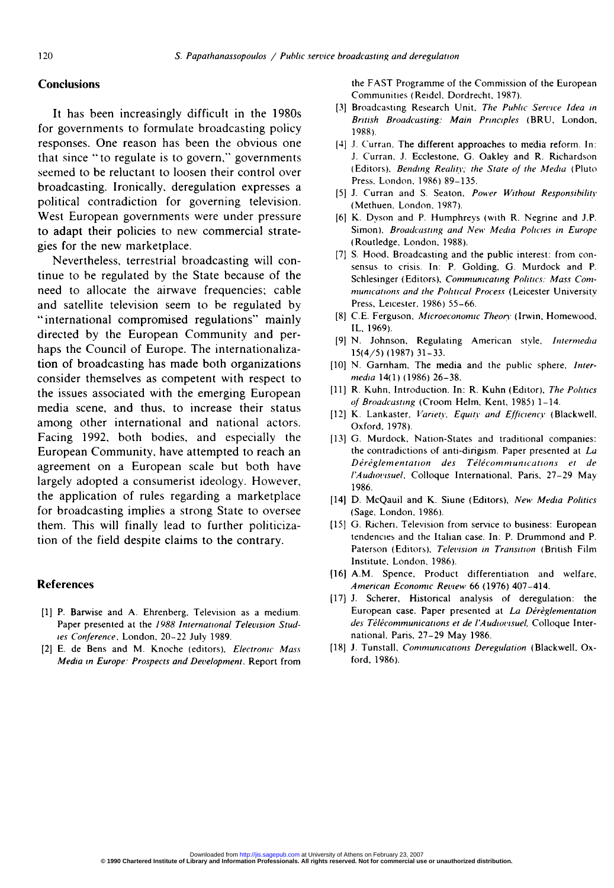## Conclusions

It has been increasingly difficult in the 1980s for governments to formulate broadcasting policy responses. One reason has been the obvious one that since "to regulate is to govern," governments seemed to be reluctant to loosen their control over broadcasting. Ironically, deregulation expresses a political contradiction for governing television. West European governments were under pressure to adapt their policies to new commercial strategies for the new marketplace.

Nevertheless, terrestrial broadcasting will continue to be regulated by the State because of the need to allocate the airwave frequencies; cable and satellite television seem to be regulated by "international compromised regulations" mainly directed by the European Community and perhaps the Council of Europe. The internationalization of broadcasting has made both organizations consider themselves as competent with respect to the issues associated with the emerging European media scene, and thus, to increase their status among other international and national actors. Facing 1992, both bodies, and especially the European Community, have attempted to reach an agreement on a European scale but both have largely adopted a consumerist ideology. However, the application of rules regarding a marketplace for broadcasting implies a strong State to oversee them. This will finally lead to further politicization of the field despite claims to the contrary.

## References

[1] P. Barwise and A. Ehrenberg, Television as a medium. Paper presented at the *1988 International Television Studies Conference*, London, 20–22 July 1989.

[2] E. de Bens and M. Knoche (editors), *Electronic Mass Media in Europe: Prospects and Development*. Report from the FAST Programme of the Commission of the European Communities (Reidel, Dordrecht, 1987).

[3] Broadcasting Research Unit, *The Public Service Idea in British Broadcasting: Main Principles* (BRU, London, 1988).

[4] J. Curran, The different approaches to media reform. In: J. Curran, J. Ecclestone, G. Oakley and R. Richardson (Editors), *Bending Reality; the State of the Media* (Pluto Press, London, 1986) 89–135.

[5] J. Curran and S. Seaton, *Power Without Responsibility* (Methuen, London, 1987).

[6] K. Dyson and P. Humphreys (with R. Negrine and J.P. Simon), *Broadcasting and New Media Policies in Europe* (Routledge, London, 1988).

[7] S. Hood, Broadcasting and the public interest: from consensus to crisis. In: P. Golding, G. Murdock and P. Schlesinger (Editors), *Communicating Politics: Mass Communications and the Political Process* (Leicester University Press, Leicester, 1986) 55–66.

[8] C.E. Ferguson, *Microeconomic Theory* (Irwin, Homewood, IL, 1969).

[9] N. Johnson, Regulating American style, *Intermedia* 15(4/5) (1987) 31–33.

[10] N. Garnham, The media and the public sphere, *Intermedia* 14(1) (1986) 26–38.

[11] R. Kuhn, Introduction. In: R. Kuhn (Editor), *The Politics of Broadcasting* (Croom Helm, Kent, 1985) 1–14.

[12] K. Lankaster, *Variety, Equity and Efficiency* (Blackwell, Oxford, 1978).

[13] G. Murdock, Nation-States and traditional companies: the contradictions of anti-dirigism. Paper presented at *La Dérèglementation des Télécommunications et de l'Audiovisuel*, Colloque International, Paris, 27–29 May 1986.

[14] D. McQuail and K. Siune (Editors), *New Media Politics* (Sage, London, 1986).

[15] G. Richeri, Television from service to business: European tendencies and the Italian case. In: P. Drummond and P. Paterson (Editors), *Television in Transition* (British Film Institute, London, 1986).

[16] A.M. Spence, Product differentiation and welfare, *American Economic Review* 66 (1976) 407–414.

[17] J. Scherer, Historical analysis of deregulation: the European case. Paper presented at *La Dérèglementation des Télécommunications et de l'Audiovisuel*, Colloque International, Paris, 27–29 May 1986.

[18] J. Tunstall, *Communications Deregulation* (Blackwell, Oxford, 1986).